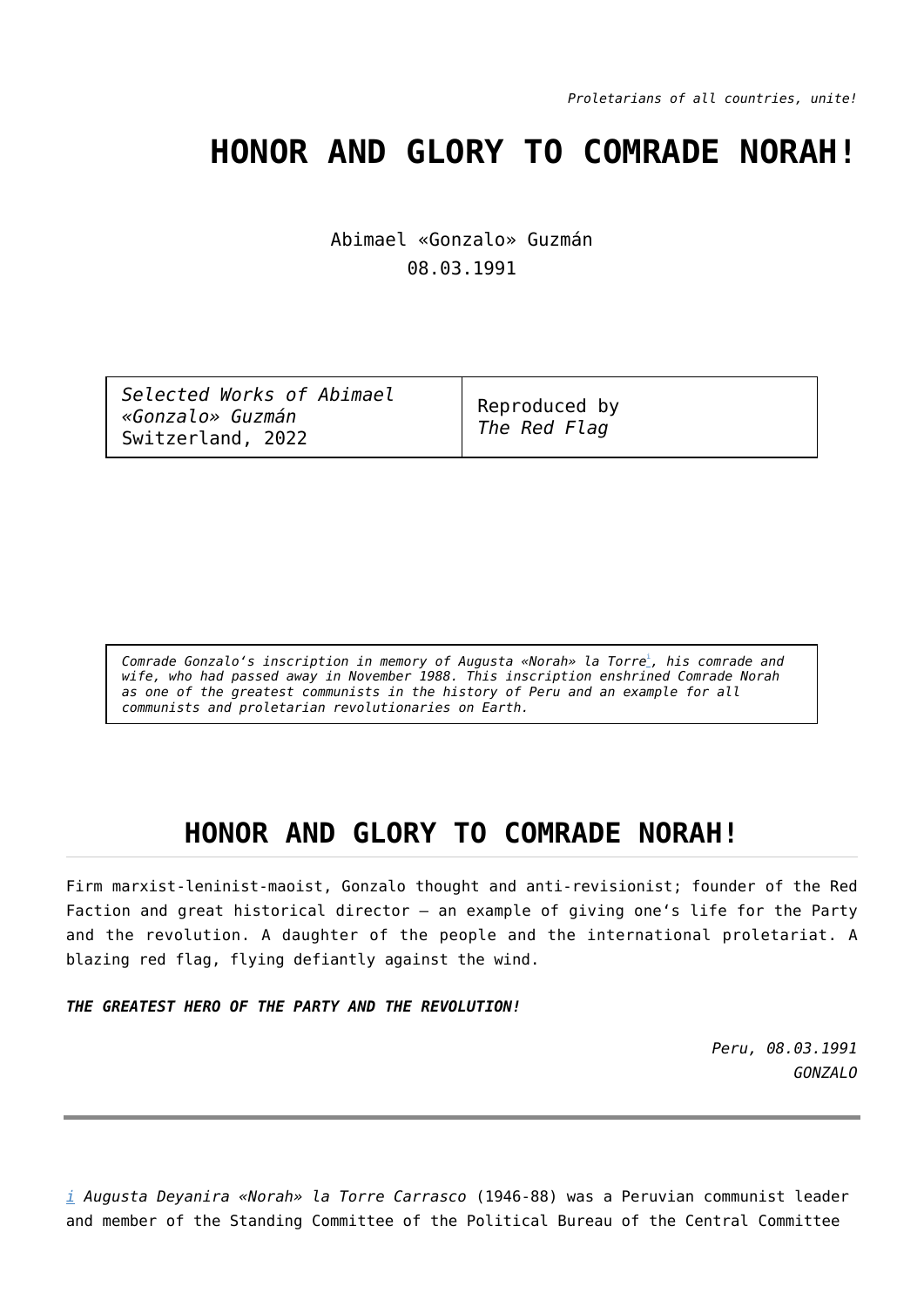*Proletarians of all countries, unite!*

# HONOR AND GLORY TO COMRADE NORAH!

Abimael «Gonzalo» Guzmán
08.03.1991

| *Selected Works of Abimael «Gonzalo» Guzmán* Switzerland, 2022 | Reproduced by *The Red Flag* |
| --- | --- |

*Comrade Gonzalo's inscription in memory of Augusta «Norah» la Torre[i], his comrade and wife, who had passed away in November 1988. This inscription enshrined Comrade Norah as one of the greatest communists in the history of Peru and an example for all communists and proletarian revolutionaries on Earth.*

## HONOR AND GLORY TO COMRADE NORAH!

Firm marxist-leninist-maoist, Gonzalo thought and anti-revisionist; founder of the Red Faction and great historical director – an example of giving one's life for the Party and the revolution. A daughter of the people and the international proletariat. A blazing red flag, flying defiantly against the wind.

***THE GREATEST HERO OF THE PARTY AND THE REVOLUTION!***

*Peru, 08.03.1991*
*GONZALO*

---

[i] *Augusta Deyanira «Norah» la Torre Carrasco* (1946-88) was a Peruvian communist leader and member of the Standing Committee of the Political Bureau of the Central Committee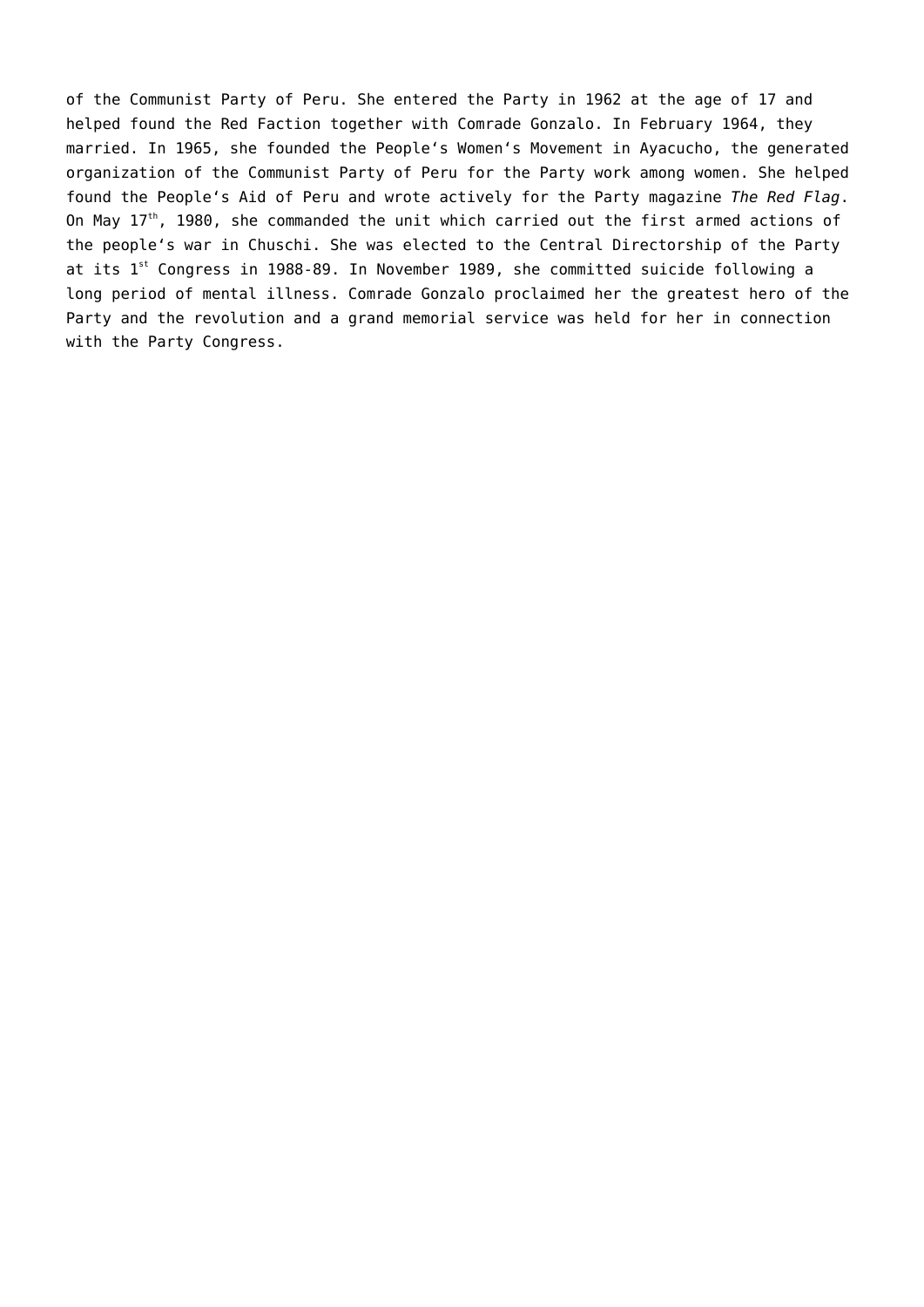of the Communist Party of Peru. She entered the Party in 1962 at the age of 17 and helped found the Red Faction together with Comrade Gonzalo. In February 1964, they married. In 1965, she founded the People's Women's Movement in Ayacucho, the generated organization of the Communist Party of Peru for the Party work among women. She helped found the People's Aid of Peru and wrote actively for the Party magazine *The Red Flag*. On May 17th, 1980, she commanded the unit which carried out the first armed actions of the people's war in Chuschi. She was elected to the Central Directorship of the Party at its 1st Congress in 1988-89. In November 1989, she committed suicide following a long period of mental illness. Comrade Gonzalo proclaimed her the greatest hero of the Party and the revolution and a grand memorial service was held for her in connection with the Party Congress.